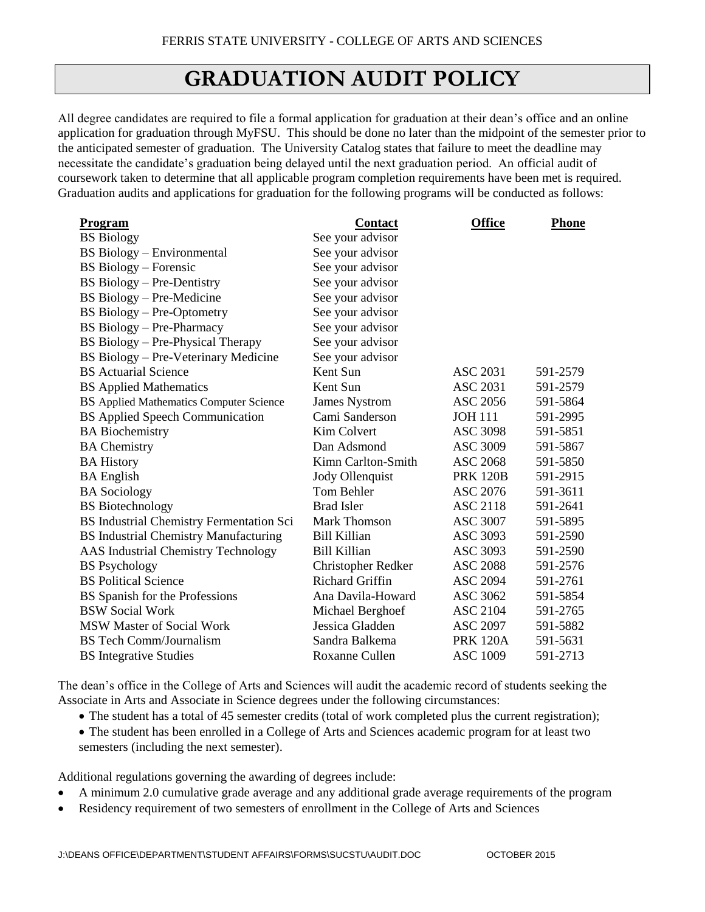FERRIS STATE UNIVERSITY - COLLEGE OF ARTS AND SCIENCES

# GRADUATION AUDIT POLICY

All degree candidates are required to file a formal application for graduation at their dean's office and an online application for graduation through MyFSU. This should be done no later than the midpoint of the semester prior to the anticipated semester of graduation. The University Catalog states that failure to meet the deadline may necessitate the candidate's graduation being delayed until the next graduation period. An official audit of coursework taken to determine that all applicable program completion requirements have been met is required. Graduation audits and applications for graduation for the following programs will be conducted as follows:

| Program | Contact | Office | Phone |
|---|---|---|---|
| BS Biology | See your advisor | | |
| BS Biology – Environmental | See your advisor | | |
| BS Biology – Forensic | See your advisor | | |
| BS Biology – Pre-Dentistry | See your advisor | | |
| BS Biology – Pre-Medicine | See your advisor | | |
| BS Biology – Pre-Optometry | See your advisor | | |
| BS Biology – Pre-Pharmacy | See your advisor | | |
| BS Biology – Pre-Physical Therapy | See your advisor | | |
| BS Biology – Pre-Veterinary Medicine | See your advisor | | |
| BS Actuarial Science | Kent Sun | ASC 2031 | 591-2579 |
| BS Applied Mathematics | Kent Sun | ASC 2031 | 591-2579 |
| BS Applied Mathematics Computer Science | James Nystrom | ASC 2056 | 591-5864 |
| BS Applied Speech Communication | Cami Sanderson | JOH 111 | 591-2995 |
| BA Biochemistry | Kim Colvert | ASC 3098 | 591-5851 |
| BA Chemistry | Dan Adsmond | ASC 3009 | 591-5867 |
| BA History | Kimn Carlton-Smith | ASC 2068 | 591-5850 |
| BA English | Jody Ollenquist | PRK 120B | 591-2915 |
| BA Sociology | Tom Behler | ASC 2076 | 591-3611 |
| BS Biotechnology | Brad Isler | ASC 2118 | 591-2641 |
| BS Industrial Chemistry Fermentation Sci | Mark Thomson | ASC 3007 | 591-5895 |
| BS Industrial Chemistry Manufacturing | Bill Killian | ASC 3093 | 591-2590 |
| AAS Industrial Chemistry Technology | Bill Killian | ASC 3093 | 591-2590 |
| BS Psychology | Christopher Redker | ASC 2088 | 591-2576 |
| BS Political Science | Richard Griffin | ASC 2094 | 591-2761 |
| BS Spanish for the Professions | Ana Davila-Howard | ASC 3062 | 591-5854 |
| BSW Social Work | Michael Berghoef | ASC 2104 | 591-2765 |
| MSW Master of Social Work | Jessica Gladden | ASC 2097 | 591-5882 |
| BS Tech Comm/Journalism | Sandra Balkema | PRK 120A | 591-5631 |
| BS Integrative Studies | Roxanne Cullen | ASC 1009 | 591-2713 |

The dean's office in the College of Arts and Sciences will audit the academic record of students seeking the Associate in Arts and Associate in Science degrees under the following circumstances:

- The student has a total of 45 semester credits (total of work completed plus the current registration);
- The student has been enrolled in a College of Arts and Sciences academic program for at least two semesters (including the next semester).

Additional regulations governing the awarding of degrees include:

- A minimum 2.0 cumulative grade average and any additional grade average requirements of the program
- Residency requirement of two semesters of enrollment in the College of Arts and Sciences

J:\DEANS OFFICE\DEPARTMENT\STUDENT AFFAIRS\FORMS\SUCSTU\AUDIT.DOC OCTOBER 2015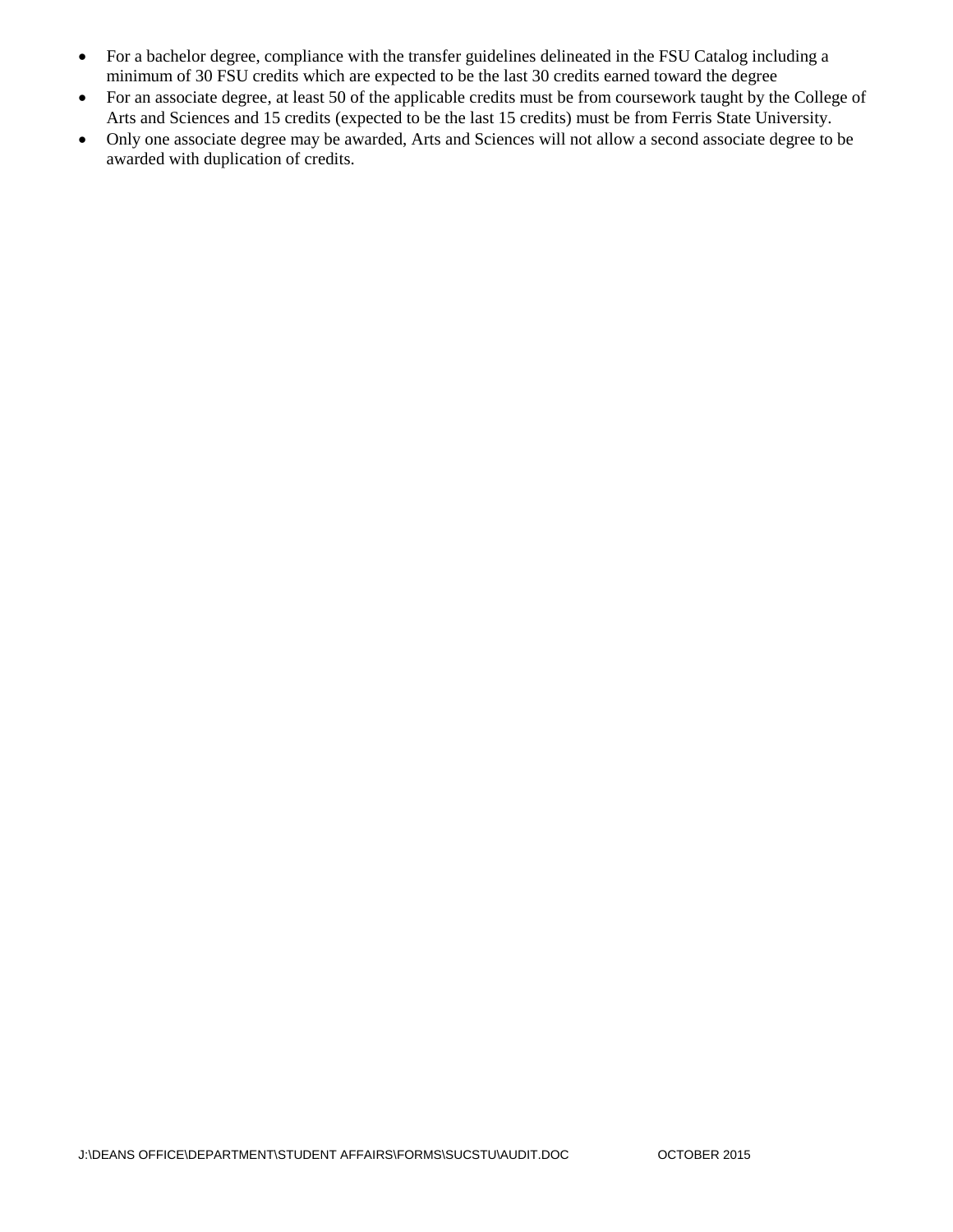- For a bachelor degree, compliance with the transfer guidelines delineated in the FSU Catalog including a minimum of 30 FSU credits which are expected to be the last 30 credits earned toward the degree
- For an associate degree, at least 50 of the applicable credits must be from coursework taught by the College of Arts and Sciences and 15 credits (expected to be the last 15 credits) must be from Ferris State University.
- Only one associate degree may be awarded, Arts and Sciences will not allow a second associate degree to be awarded with duplication of credits.